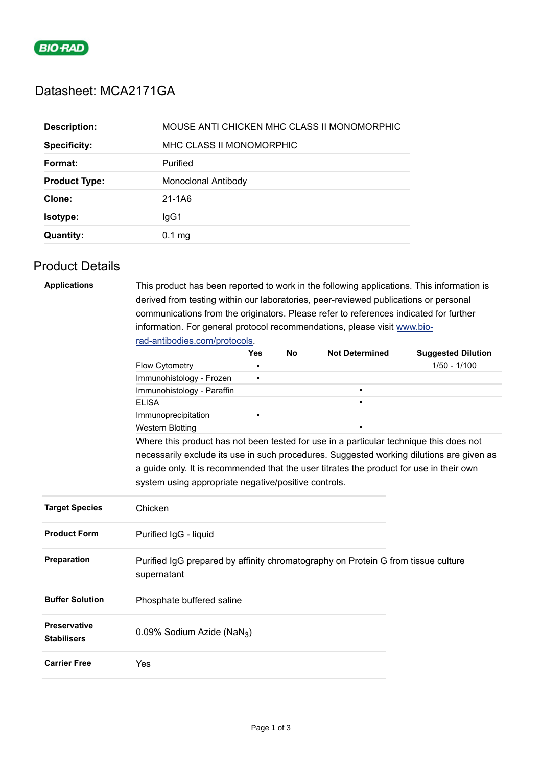BIO-RAD

# Datasheet: MCA2171GA

| | |
|---|---|
| **Description:** | MOUSE ANTI CHICKEN MHC CLASS II MONOMORPHIC |
| **Specificity:** | MHC CLASS II MONOMORPHIC |
| **Format:** | Purified |
| **Product Type:** | Monoclonal Antibody |
| **Clone:** | 21-1A6 |
| **Isotype:** | IgG1 |
| **Quantity:** | 0.1 mg |

## Product Details

**Applications**

This product has been reported to work in the following applications. This information is derived from testing within our laboratories, peer-reviewed publications or personal communications from the originators. Please refer to references indicated for further information. For general protocol recommendations, please visit www.bio-rad-antibodies.com/protocols.

| | Yes | No | Not Determined | Suggested Dilution |
|---|---|---|---|---|
| Flow Cytometry | ▪ | | | 1/50 - 1/100 |
| Immunohistology - Frozen | ▪ | | | |
| Immunohistology - Paraffin | | | ▪ | |
| ELISA | | | ▪ | |
| Immunoprecipitation | ▪ | | | |
| Western Blotting | | | ▪ | |

Where this product has not been tested for use in a particular technique this does not necessarily exclude its use in such procedures. Suggested working dilutions are given as a guide only. It is recommended that the user titrates the product for use in their own system using appropriate negative/positive controls.

| | |
|---|---|
| **Target Species** | Chicken |
| **Product Form** | Purified IgG - liquid |
| **Preparation** | Purified IgG prepared by affinity chromatography on Protein G from tissue culture supernatant |
| **Buffer Solution** | Phosphate buffered saline |
| **Preservative Stabilisers** | 0.09% Sodium Azide ($NaN_3$) |
| **Carrier Free** | Yes |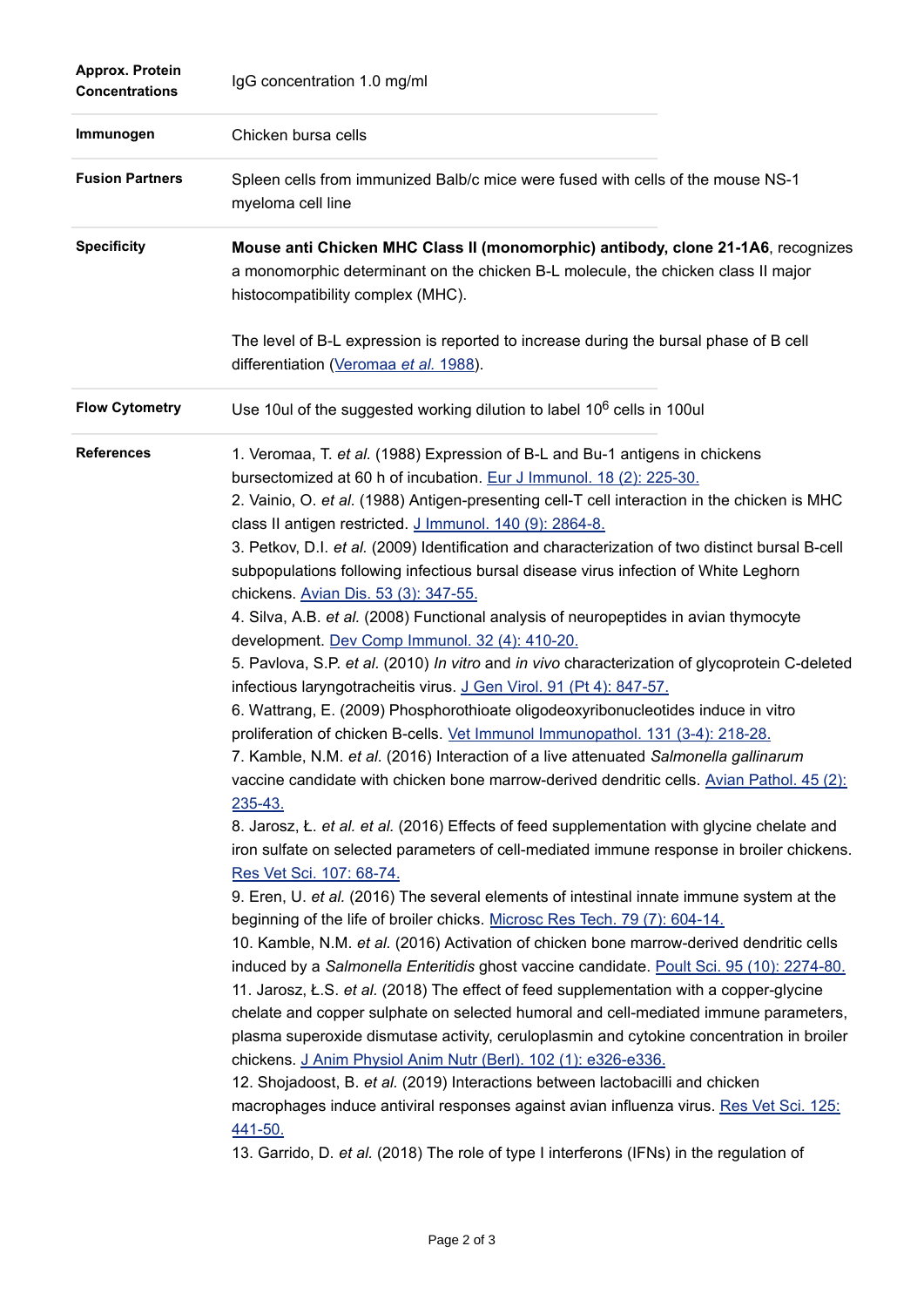| | |
|---|---|
| **Approx. Protein Concentrations** | IgG concentration 1.0 mg/ml |
| **Immunogen** | Chicken bursa cells |
| **Fusion Partners** | Spleen cells from immunized Balb/c mice were fused with cells of the mouse NS-1 myeloma cell line |
| **Specificity** | **Mouse anti Chicken MHC Class II (monomorphic) antibody, clone 21-1A6**, recognizes a monomorphic determinant on the chicken B-L molecule, the chicken class II major histocompatibility complex (MHC).<br><br>The level of B-L expression is reported to increase during the bursal phase of B cell differentiation (Veromaa *et al.* 1988). |
| **Flow Cytometry** | Use 10ul of the suggested working dilution to label $10^6$ cells in 100ul |
| **References** | 1. Veromaa, T. *et al.* (1988) Expression of B-L and Bu-1 antigens in chickens bursectomized at 60 h of incubation. Eur J Immunol. 18 (2): 225-30.<br>2. Vainio, O. *et al.* (1988) Antigen-presenting cell-T cell interaction in the chicken is MHC class II antigen restricted. J Immunol. 140 (9): 2864-8.<br>3. Petkov, D.I. *et al.* (2009) Identification and characterization of two distinct bursal B-cell subpopulations following infectious bursal disease virus infection of White Leghorn chickens. Avian Dis. 53 (3): 347-55.<br>4. Silva, A.B. *et al.* (2008) Functional analysis of neuropeptides in avian thymocyte development. Dev Comp Immunol. 32 (4): 410-20.<br>5. Pavlova, S.P. *et al.* (2010) *In vitro* and *in vivo* characterization of glycoprotein C-deleted infectious laryngotracheitis virus. J Gen Virol. 91 (Pt 4): 847-57.<br>6. Wattrang, E. (2009) Phosphorothioate oligodeoxyribonucleotides induce in vitro proliferation of chicken B-cells. Vet Immunol Immunopathol. 131 (3-4): 218-28.<br>7. Kamble, N.M. *et al.* (2016) Interaction of a live attenuated *Salmonella gallinarum* vaccine candidate with chicken bone marrow-derived dendritic cells. Avian Pathol. 45 (2): 235-43.<br>8. Jarosz, Ł. *et al. et al.* (2016) Effects of feed supplementation with glycine chelate and iron sulfate on selected parameters of cell-mediated immune response in broiler chickens. Res Vet Sci. 107: 68-74.<br>9. Eren, U. *et al.* (2016) The several elements of intestinal innate immune system at the beginning of the life of broiler chicks. Microsc Res Tech. 79 (7): 604-14.<br>10. Kamble, N.M. *et al.* (2016) Activation of chicken bone marrow-derived dendritic cells induced by a *Salmonella Enteritidis* ghost vaccine candidate. Poult Sci. 95 (10): 2274-80.<br>11. Jarosz, Ł.S. *et al.* (2018) The effect of feed supplementation with a copper-glycine chelate and copper sulphate on selected humoral and cell-mediated immune parameters, plasma superoxide dismutase activity, ceruloplasmin and cytokine concentration in broiler chickens. J Anim Physiol Anim Nutr (Berl). 102 (1): e326-e336.<br>12. Shojadoost, B. *et al.* (2019) Interactions between lactobacilli and chicken macrophages induce antiviral responses against avian influenza virus. Res Vet Sci. 125: 441-50.<br>13. Garrido, D. *et al.* (2018) The role of type I interferons (IFNs) in the regulation of |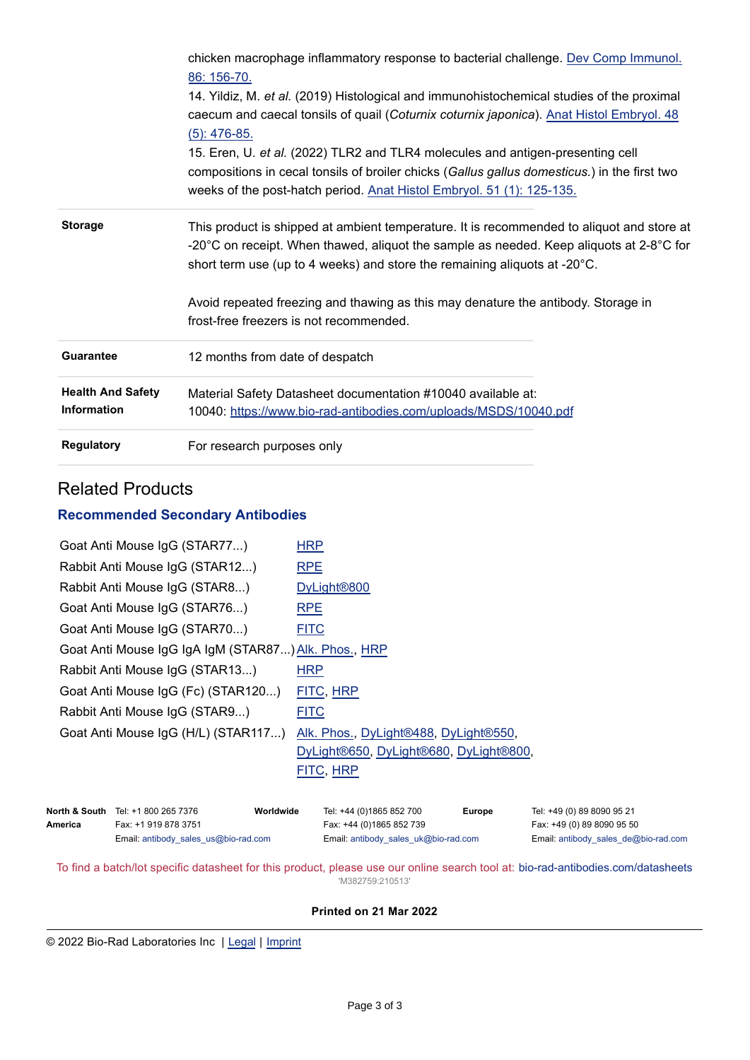chicken macrophage inflammatory response to bacterial challenge. Dev Comp Immunol. 86: 156-70.

14. Yildiz, M. *et al.* (2019) Histological and immunohistochemical studies of the proximal caecum and caecal tonsils of quail (*Coturnix coturnix japonica*). Anat Histol Embryol. 48 (5): 476-85.

15. Eren, U. *et al.* (2022) TLR2 and TLR4 molecules and antigen-presenting cell compositions in cecal tonsils of broiler chicks (*Gallus gallus domesticus.*) in the first two weeks of the post-hatch period. Anat Histol Embryol. 51 (1): 125-135.

| | |
|---|---|
| **Storage** | This product is shipped at ambient temperature. It is recommended to aliquot and store at -20°C on receipt. When thawed, aliquot the sample as needed. Keep aliquots at 2-8°C for short term use (up to 4 weeks) and store the remaining aliquots at -20°C.<br><br>Avoid repeated freezing and thawing as this may denature the antibody. Storage in frost-free freezers is not recommended. |
| **Guarantee** | 12 months from date of despatch |
| **Health And Safety Information** | Material Safety Datasheet documentation #10040 available at:<br>10040: https://www.bio-rad-antibodies.com/uploads/MSDS/10040.pdf |
| **Regulatory** | For research purposes only |

## Related Products

### Recommended Secondary Antibodies

| | |
|---|---|
| Goat Anti Mouse IgG (STAR77...) | HRP |
| Rabbit Anti Mouse IgG (STAR12...) | RPE |
| Rabbit Anti Mouse IgG (STAR8...) | DyLight®800 |
| Goat Anti Mouse IgG (STAR76...) | RPE |
| Goat Anti Mouse IgG (STAR70...) | FITC |
| Goat Anti Mouse IgG IgA IgM (STAR87...) | Alk. Phos., HRP |
| Rabbit Anti Mouse IgG (STAR13...) | HRP |
| Goat Anti Mouse IgG (Fc) (STAR120...) | FITC, HRP |
| Rabbit Anti Mouse IgG (STAR9...) | FITC |
| Goat Anti Mouse IgG (H/L) (STAR117...) | Alk. Phos., DyLight®488, DyLight®550, DyLight®650, DyLight®680, DyLight®800, FITC, HRP |

| | | | |
|---|---|---|---|
| **North & South America** | Tel: +1 800 265 7376<br>Fax: +1 919 878 3751<br>Email: antibody_sales_us@bio-rad.com | | |
| **Worldwide** | Tel: +44 (0)1865 852 700<br>Fax: +44 (0)1865 852 739<br>Email: antibody_sales_uk@bio-rad.com | | |
| **Europe** | Tel: +49 (0) 89 8090 95 21<br>Fax: +49 (0) 89 8090 95 50<br>Email: antibody_sales_de@bio-rad.com | | |

To find a batch/lot specific datasheet for this product, please use our online search tool at: bio-rad-antibodies.com/datasheets

'M382759:210513'

**Printed on 21 Mar 2022**

© 2022 Bio-Rad Laboratories Inc | Legal | Imprint